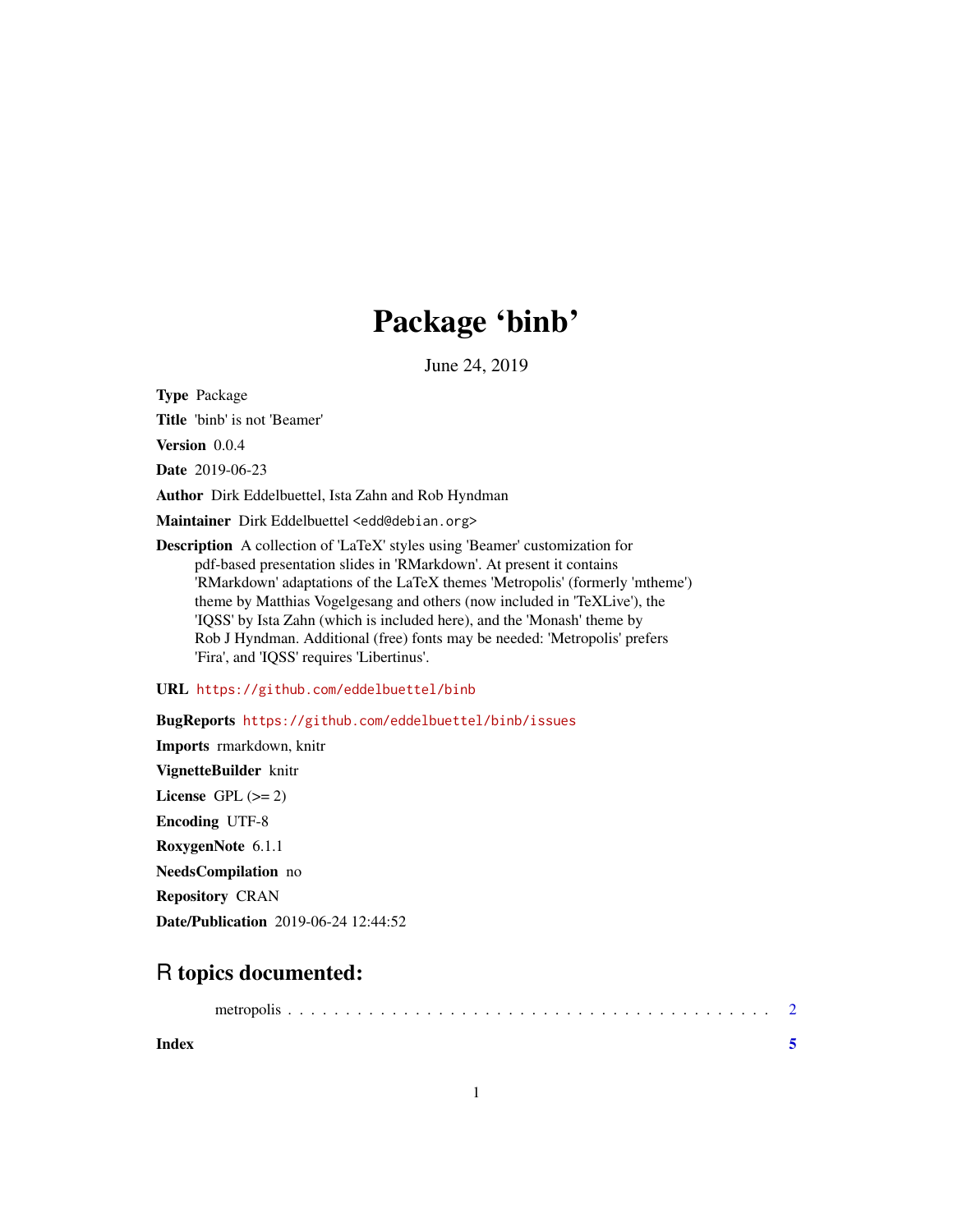# Package 'binb'

June 24, 2019

**Type** Package

**Title** 'binb' is not 'Beamer'

**Version** 0.0.4

**Date** 2019-06-23

**Author** Dirk Eddelbuettel, Ista Zahn and Rob Hyndman

**Maintainer** Dirk Eddelbuettel <edd@debian.org>

**Description** A collection of 'LaTeX' styles using 'Beamer' customization for pdf-based presentation slides in 'RMarkdown'. At present it contains 'RMarkdown' adaptations of the LaTeX themes 'Metropolis' (formerly 'mtheme') theme by Matthias Vogelgesang and others (now included in 'TeXLive'), the 'IQSS' by Ista Zahn (which is included here), and the 'Monash' theme by Rob J Hyndman. Additional (free) fonts may be needed: 'Metropolis' prefers 'Fira', and 'IQSS' requires 'Libertinus'.

**URL** https://github.com/eddelbuettel/binb

**BugReports** https://github.com/eddelbuettel/binb/issues

**Imports** rmarkdown, knitr

**VignetteBuilder** knitr

**License** GPL (>= 2)

**Encoding** UTF-8

**RoxygenNote** 6.1.1

**NeedsCompilation** no

**Repository** CRAN

**Date/Publication** 2019-06-24 12:44:52

## R topics documented:

metropolis . . . . . . . . . . . . . . . . . . . . . . . . . . . . . . . . . . . . . . . . . . 2

**Index** **5**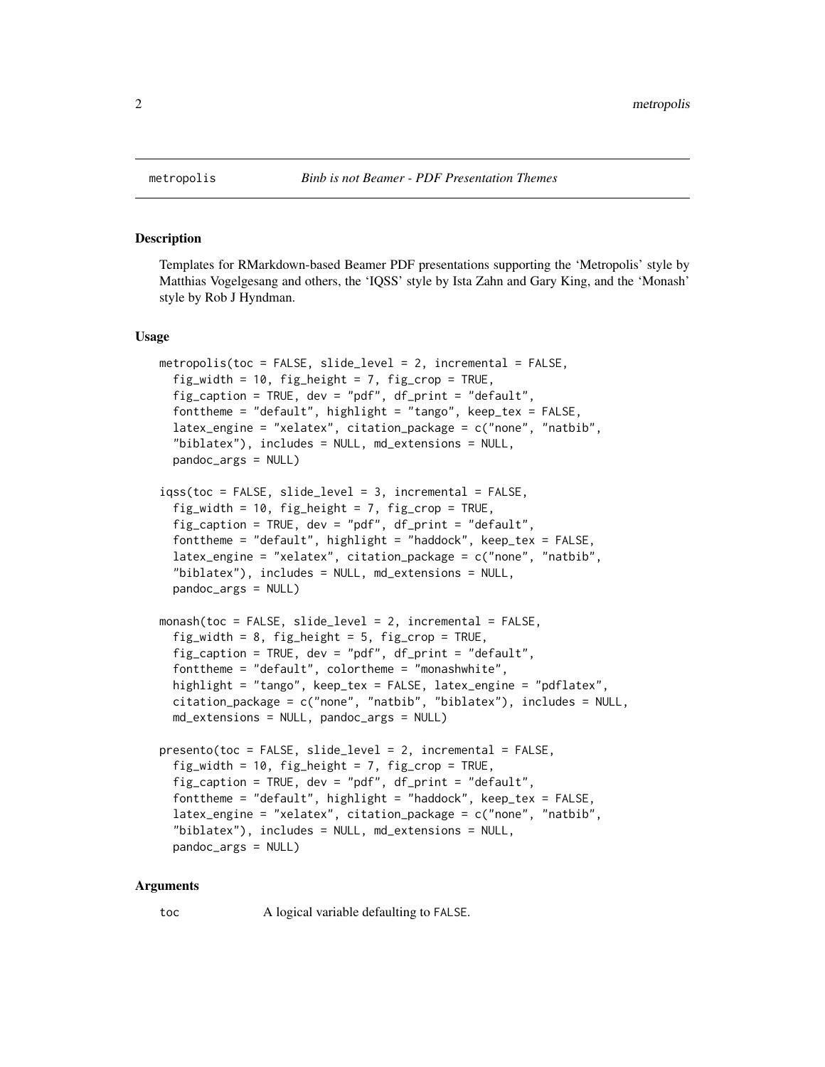metropolis *Binb is not Beamer - PDF Presentation Themes*

## Description

Templates for RMarkdown-based Beamer PDF presentations supporting the 'Metropolis' style by Matthias Vogelgesang and others, the 'IQSS' style by Ista Zahn and Gary King, and the 'Monash' style by Rob J Hyndman.

## Usage

```
metropolis(toc = FALSE, slide_level = 2, incremental = FALSE,
  fig_width = 10, fig_height = 7, fig_crop = TRUE,
  fig_caption = TRUE, dev = "pdf", df_print = "default",
  fonttheme = "default", highlight = "tango", keep_tex = FALSE,
  latex_engine = "xelatex", citation_package = c("none", "natbib",
  "biblatex"), includes = NULL, md_extensions = NULL,
  pandoc_args = NULL)

iqss(toc = FALSE, slide_level = 3, incremental = FALSE,
  fig_width = 10, fig_height = 7, fig_crop = TRUE,
  fig_caption = TRUE, dev = "pdf", df_print = "default",
  fonttheme = "default", highlight = "haddock", keep_tex = FALSE,
  latex_engine = "xelatex", citation_package = c("none", "natbib",
  "biblatex"), includes = NULL, md_extensions = NULL,
  pandoc_args = NULL)

monash(toc = FALSE, slide_level = 2, incremental = FALSE,
  fig_width = 8, fig_height = 5, fig_crop = TRUE,
  fig_caption = TRUE, dev = "pdf", df_print = "default",
  fonttheme = "default", colortheme = "monashwhite",
  highlight = "tango", keep_tex = FALSE, latex_engine = "pdflatex",
  citation_package = c("none", "natbib", "biblatex"), includes = NULL,
  md_extensions = NULL, pandoc_args = NULL)

presento(toc = FALSE, slide_level = 2, incremental = FALSE,
  fig_width = 10, fig_height = 7, fig_crop = TRUE,
  fig_caption = TRUE, dev = "pdf", df_print = "default",
  fonttheme = "default", highlight = "haddock", keep_tex = FALSE,
  latex_engine = "xelatex", citation_package = c("none", "natbib",
  "biblatex"), includes = NULL, md_extensions = NULL,
  pandoc_args = NULL)
```

## Arguments

| | |
|---|---|
| toc | A logical variable defaulting to FALSE. |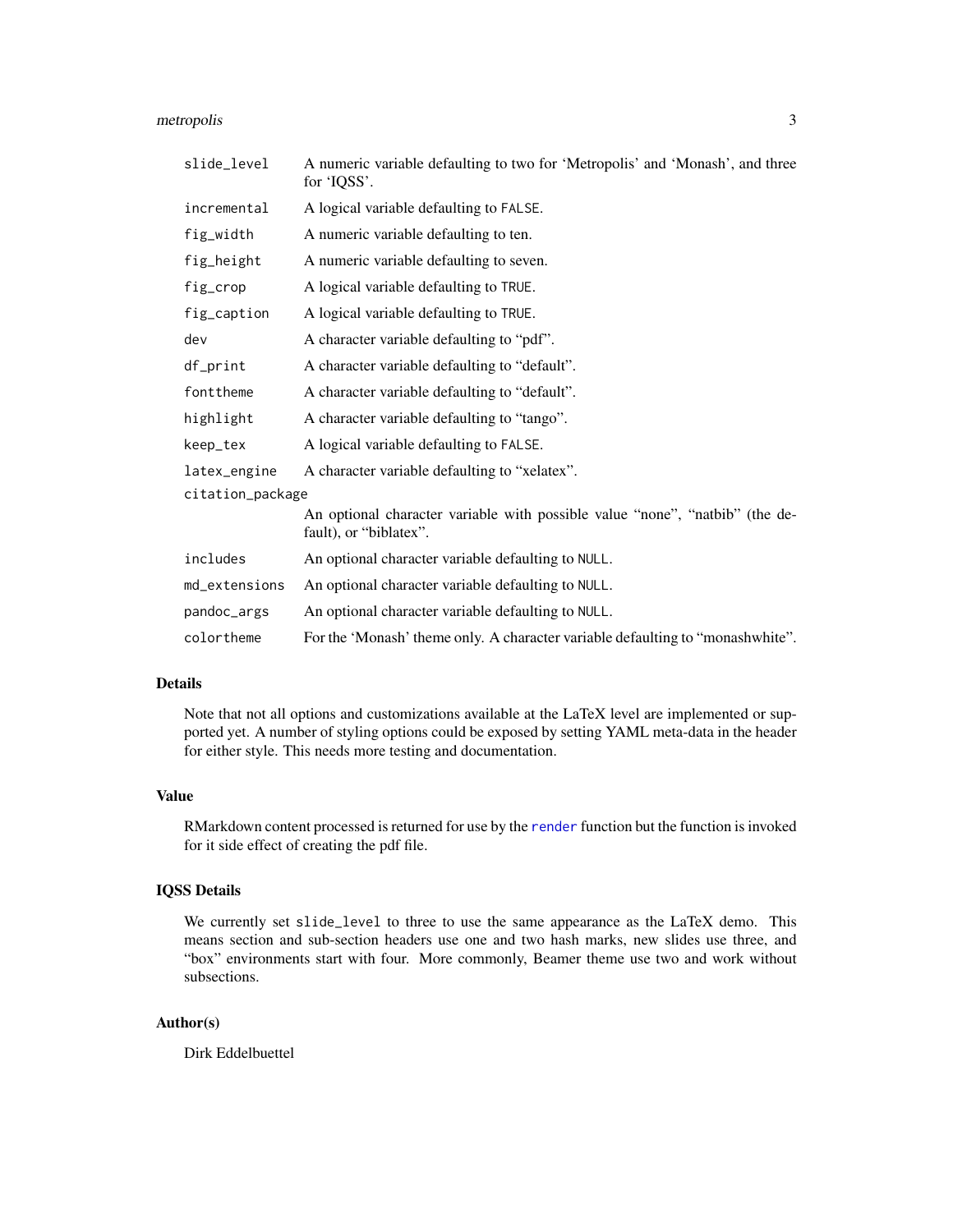| | |
|---|---|
| `slide_level` | A numeric variable defaulting to two for 'Metropolis' and 'Monash', and three for 'IQSS'. |
| `incremental` | A logical variable defaulting to `FALSE`. |
| `fig_width` | A numeric variable defaulting to ten. |
| `fig_height` | A numeric variable defaulting to seven. |
| `fig_crop` | A logical variable defaulting to `TRUE`. |
| `fig_caption` | A logical variable defaulting to `TRUE`. |
| `dev` | A character variable defaulting to "pdf". |
| `df_print` | A character variable defaulting to "default". |
| `fonttheme` | A character variable defaulting to "default". |
| `highlight` | A character variable defaulting to "tango". |
| `keep_tex` | A logical variable defaulting to `FALSE`. |
| `latex_engine` | A character variable defaulting to "xelatex". |
| `citation_package` | An optional character variable with possible value "none", "natbib" (the default), or "biblatex". |
| `includes` | An optional character variable defaulting to `NULL`. |
| `md_extensions` | An optional character variable defaulting to `NULL`. |
| `pandoc_args` | An optional character variable defaulting to `NULL`. |
| `colortheme` | For the 'Monash' theme only. A character variable defaulting to "monashwhite". |

## Details

Note that not all options and customizations available at the LaTeX level are implemented or supported yet. A number of styling options could be exposed by setting YAML meta-data in the header for either style. This needs more testing and documentation.

## Value

RMarkdown content processed is returned for use by the `render` function but the function is invoked for it side effect of creating the pdf file.

## IQSS Details

We currently set `slide_level` to three to use the same appearance as the LaTeX demo. This means section and sub-section headers use one and two hash marks, new slides use three, and "box" environments start with four. More commonly, Beamer theme use two and work without subsections.

## Author(s)

Dirk Eddelbuettel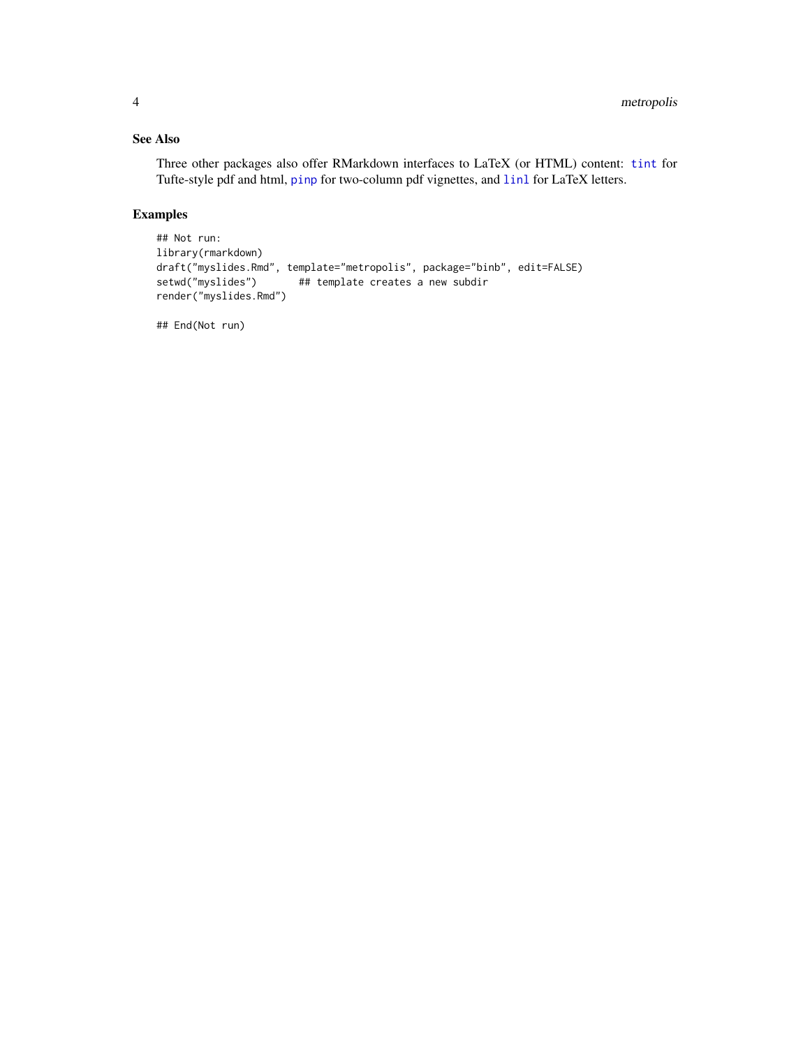## See Also

Three other packages also offer RMarkdown interfaces to LaTeX (or HTML) content: `tint` for Tufte-style pdf and html, `pinp` for two-column pdf vignettes, and `linl` for LaTeX letters.

## Examples

```
## Not run:
library(rmarkdown)
draft("myslides.Rmd", template="metropolis", package="binb", edit=FALSE)
setwd("myslides")       ## template creates a new subdir
render("myslides.Rmd")

## End(Not run)
```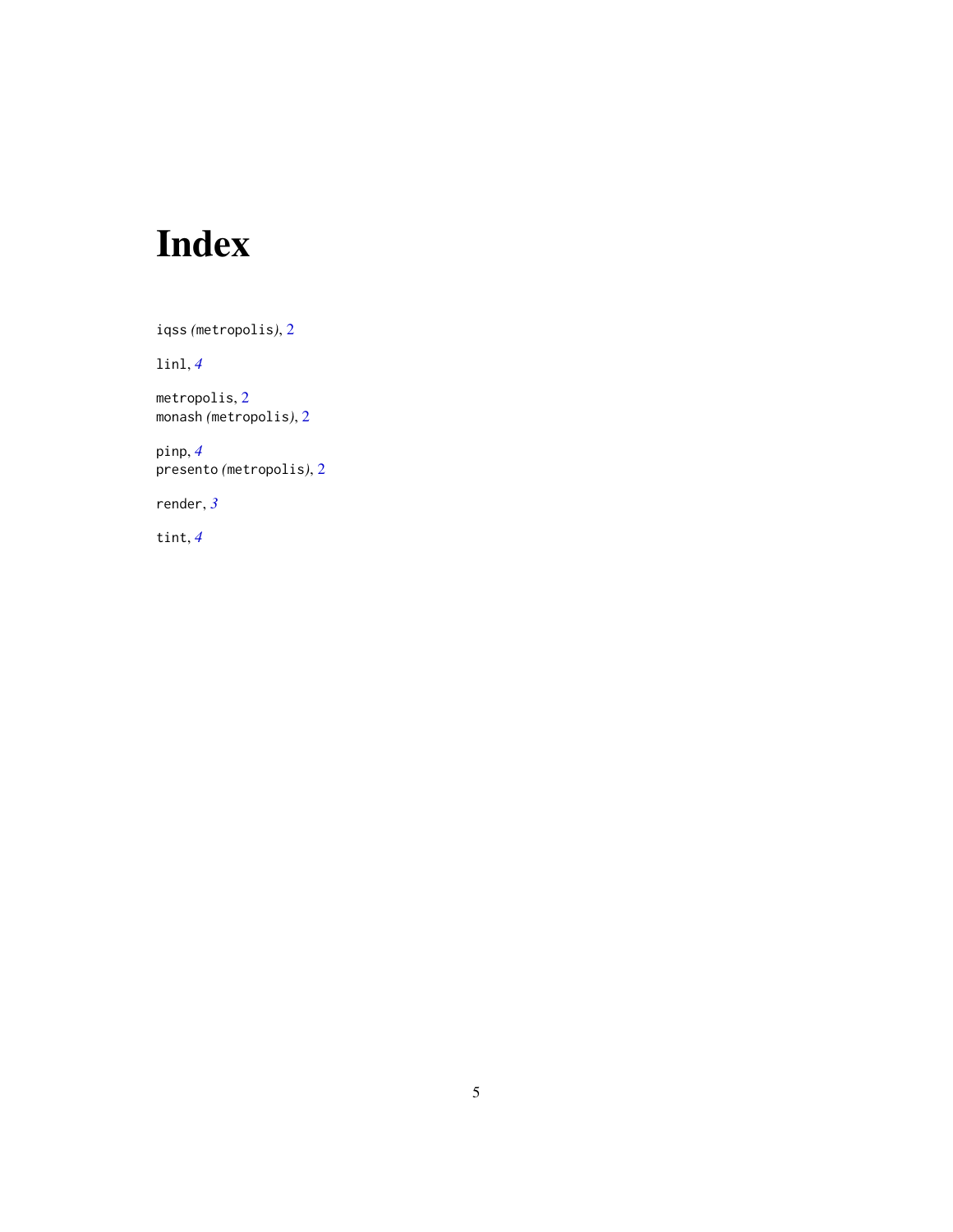# Index

iqss (metropolis), 2

linl, *4*

metropolis, 2
monash (metropolis), 2

pinp, *4*
presento (metropolis), 2

render, *3*

tint, *4*